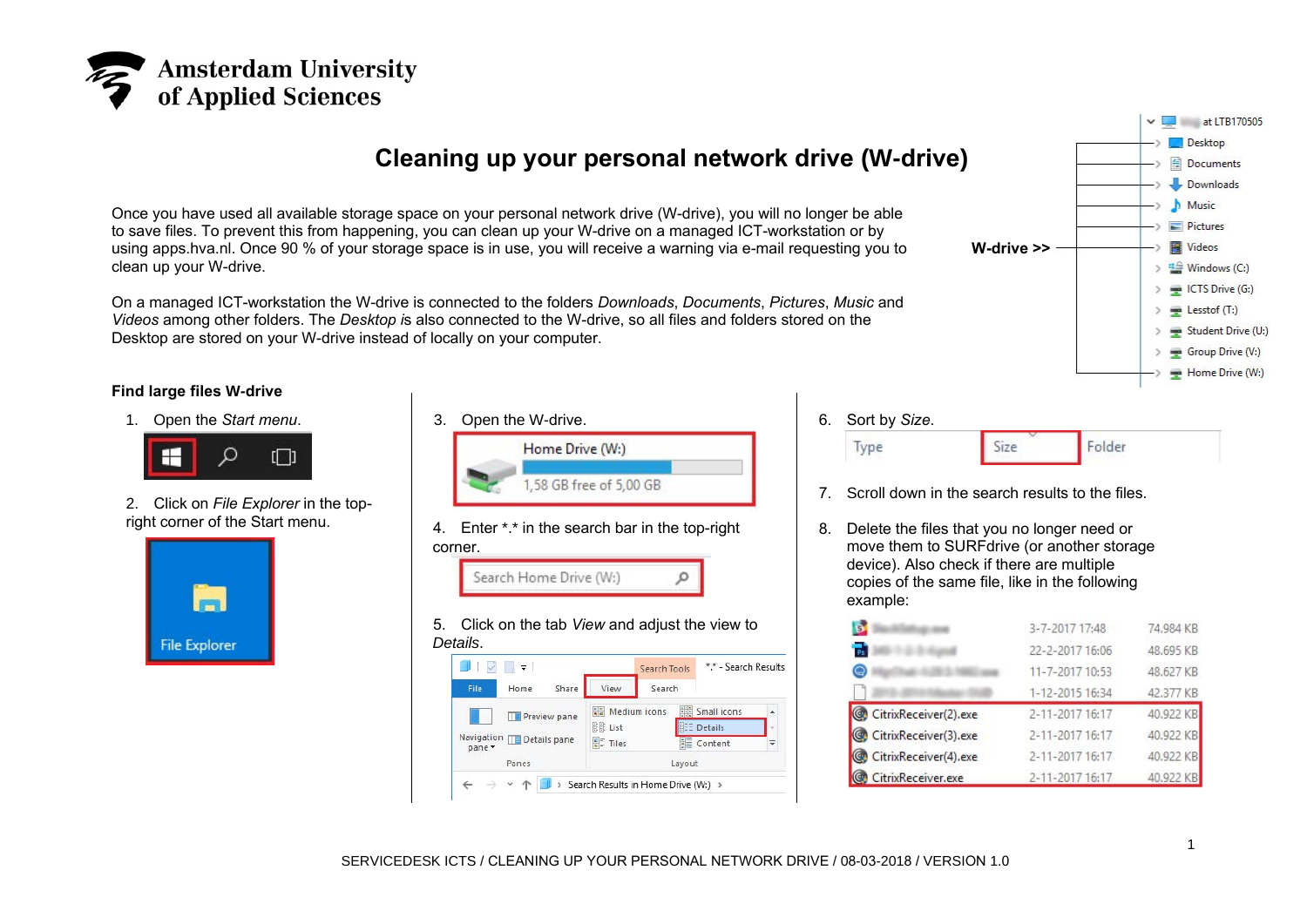# Cleaning up your personal network drive (W-drive)

Once you have used all available storage space on your personal network drive (W-drive), you will no longer be able to save files. To prevent this from happening, you can clean up your W-drive on a managed ICT-workstation or by using apps.hva.nl. Once 90 % of your storage space is in use, you will receive a warning via e-mail requesting you to clean up your W-drive.

On a managed ICT-workstation the W-drive is connected to the folders *Downloads*, *Documents*, *Pictures*, *Music* and *Videos* among other folders. The *Desktop is* also connected to the W-drive, so all files and folders stored on the Desktop are stored on your W-drive instead of locally on your computer.

**W-drive >>**

## Find large files W-drive

1. Open the *Start menu*.
2. Click on *File Explorer* in the top-right corner of the Start menu.
3. Open the W-drive.
4. Enter \*.\* in the search bar in the top-right corner.
5. Click on the tab *View* and adjust the view to *Details*.
6. Sort by *Size*.
7. Scroll down in the search results to the files.
8. Delete the files that you no longer need or move them to SURFdrive (or another storage device). Also check if there are multiple copies of the same file, like in the following example: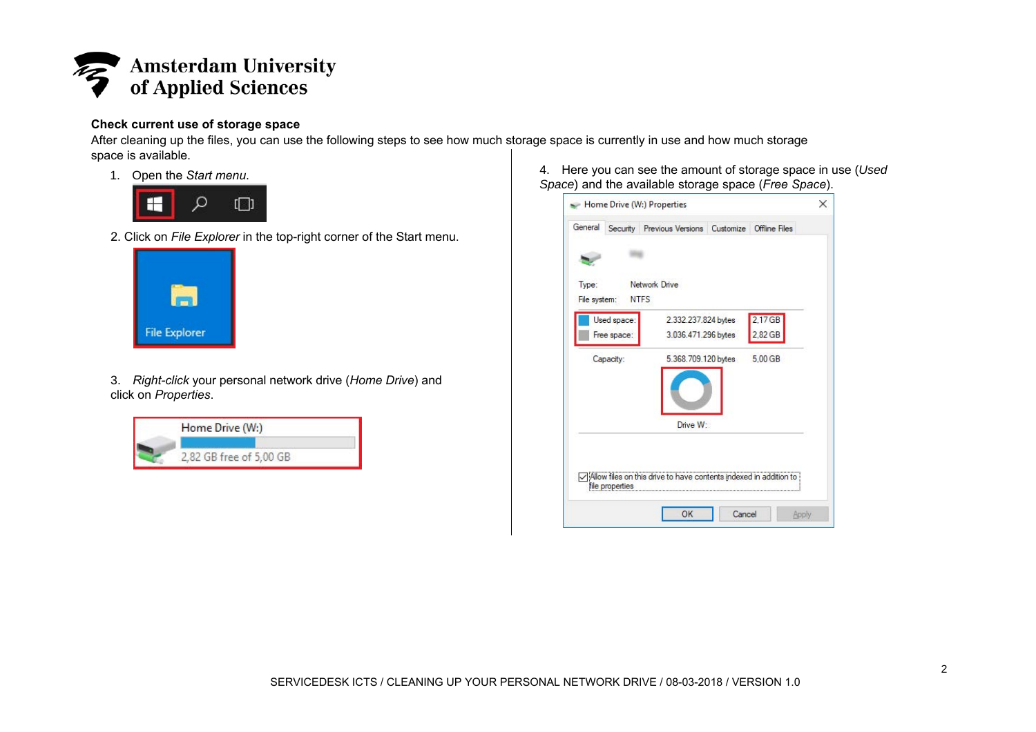**Check current use of storage space**

After cleaning up the files, you can use the following steps to see how much storage space is currently in use and how much storage space is available.

1. Open the *Start menu*.

2. Click on *File Explorer* in the top-right corner of the Start menu.

3. *Right-click* your personal network drive (*Home Drive*) and click on *Properties*.

4. Here you can see the amount of storage space in use (*Used Space*) and the available storage space (*Free Space*).